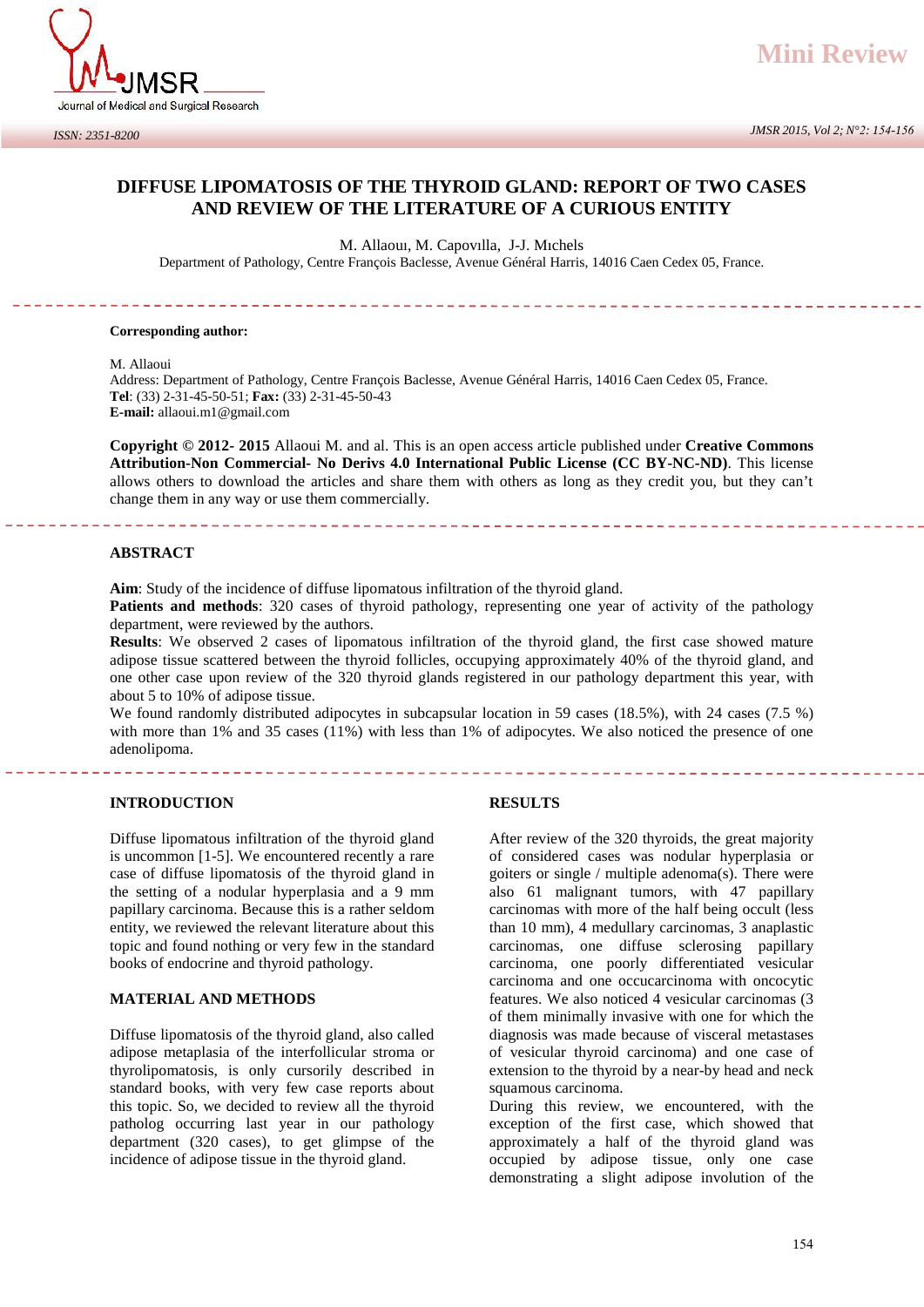Mini Review

ISSN: 2351-8200

# DIFFUSE LIPOMATOSIS OF THE THYROID GLAND: REPORT OF TWO CASES AND REVIEW OF THE LITERATURE OF A CURIOUS ENTITY

M. Allaoui, M. Capovilla, J-J. Michels

Department of Pathology, Centre François Baclesse, Avenue Général Harris, 14016 Caen Cedex 05, France.

**Corresponding author:**

M. Allaoui
Address: Department of Pathology, Centre François Baclesse, Avenue Général Harris, 14016 Caen Cedex 05, France.
**Tel**: (33) 2-31-45-50-51; **Fax:** (33) 2-31-45-50-43
**E-mail:** allaoui.m1@gmail.com

**Copyright © 2012- 2015** Allaoui M. and al. This is an open access article published under **Creative Commons Attribution-Non Commercial- No Derivs 4.0 International Public License (CC BY-NC-ND)**. This license allows others to download the articles and share them with others as long as they credit you, but they can't change them in any way or use them commercially.

## ABSTRACT

**Aim**: Study of the incidence of diffuse lipomatous infiltration of the thyroid gland.

**Patients and methods**: 320 cases of thyroid pathology, representing one year of activity of the pathology department, were reviewed by the authors.

**Results**: We observed 2 cases of lipomatous infiltration of the thyroid gland, the first case showed mature adipose tissue scattered between the thyroid follicles, occupying approximately 40% of the thyroid gland, and one other case upon review of the 320 thyroid glands registered in our pathology department this year, with about 5 to 10% of adipose tissue.

We found randomly distributed adipocytes in subcapsular location in 59 cases (18.5%), with 24 cases (7.5 %) with more than 1% and 35 cases (11%) with less than 1% of adipocytes. We also noticed the presence of one adenolipoma.

## INTRODUCTION

Diffuse lipomatous infiltration of the thyroid gland is uncommon [1-5]. We encountered recently a rare case of diffuse lipomatosis of the thyroid gland in the setting of a nodular hyperplasia and a 9 mm papillary carcinoma. Because this is a rather seldom entity, we reviewed the relevant literature about this topic and found nothing or very few in the standard books of endocrine and thyroid pathology.

## MATERIAL AND METHODS

Diffuse lipomatosis of the thyroid gland, also called adipose metaplasia of the interfollicular stroma or thyrolipomatosis, is only cursorily described in standard books, with very few case reports about this topic. So, we decided to review all the thyroid patholog occurring last year in our pathology department (320 cases), to get glimpse of the incidence of adipose tissue in the thyroid gland.

## RESULTS

After review of the 320 thyroids, the great majority of considered cases was nodular hyperplasia or goiters or single / multiple adenoma(s). There were also 61 malignant tumors, with 47 papillary carcinomas with more of the half being occult (less than 10 mm), 4 medullary carcinomas, 3 anaplastic carcinomas, one diffuse sclerosing papillary carcinoma, one poorly differentiated vesicular carcinoma and one occucarcinoma with oncocytic features. We also noticed 4 vesicular carcinomas (3 of them minimally invasive with one for which the diagnosis was made because of visceral metastases of vesicular thyroid carcinoma) and one case of extension to the thyroid by a near-by head and neck squamous carcinoma.

During this review, we encountered, with the exception of the first case, which showed that approximately a half of the thyroid gland was occupied by adipose tissue, only one case demonstrating a slight adipose involvement of the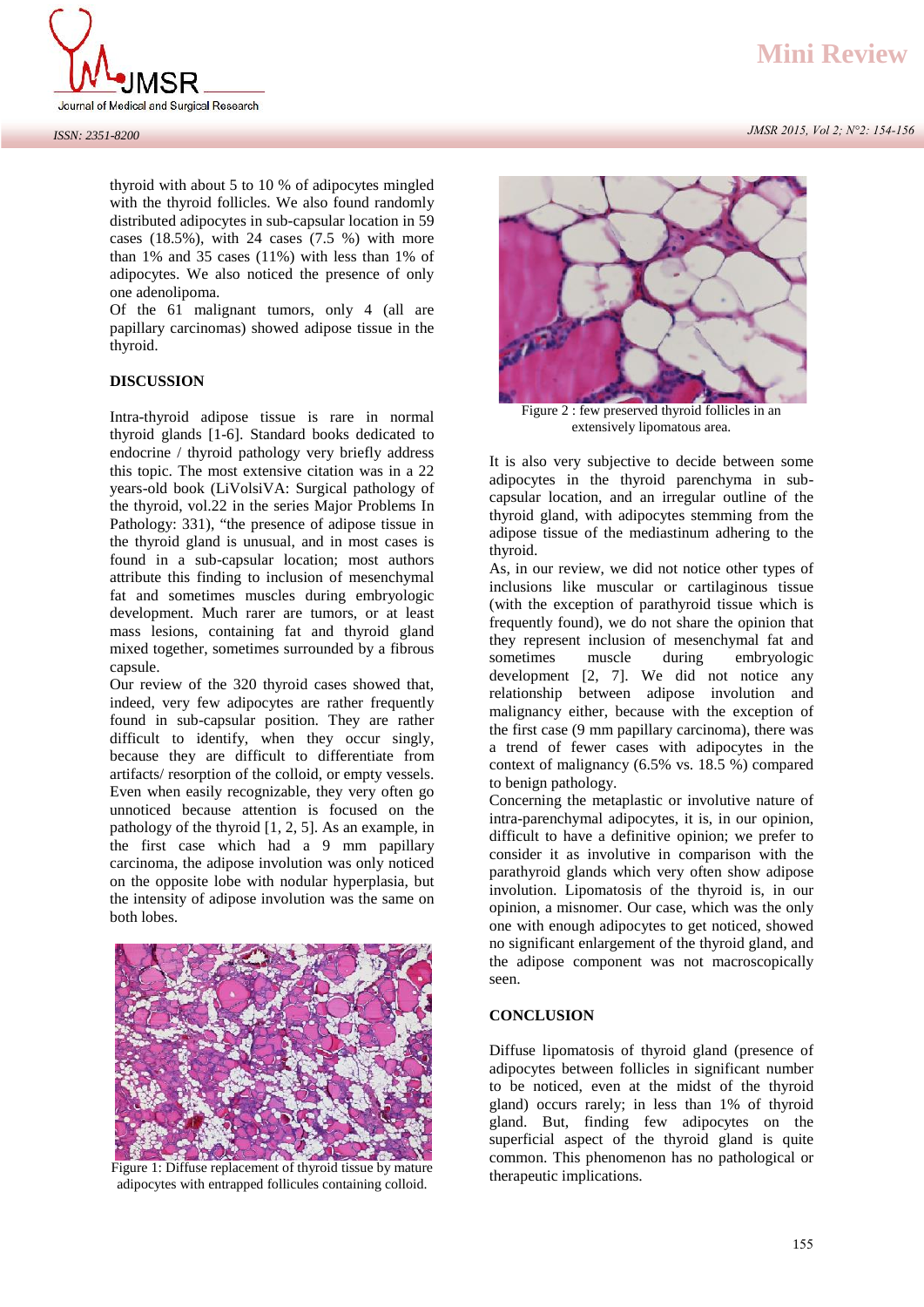thyroid with about 5 to 10 % of adipocytes mingled with the thyroid follicles. We also found randomly distributed adipocytes in sub-capsular location in 59 cases (18.5%), with 24 cases (7.5 %) with more than 1% and 35 cases (11%) with less than 1% of adipocytes. We also noticed the presence of only one adenolipoma.

Of the 61 malignant tumors, only 4 (all are papillary carcinomas) showed adipose tissue in the thyroid.

## DISCUSSION

Intra-thyroid adipose tissue is rare in normal thyroid glands [1-6]. Standard books dedicated to endocrine / thyroid pathology very briefly address this topic. The most extensive citation was in a 22 years-old book (LiVolsiVA: Surgical pathology of the thyroid, vol.22 in the series Major Problems In Pathology: 331), "the presence of adipose tissue in the thyroid gland is unusual, and in most cases is found in a sub-capsular location; most authors attribute this finding to inclusion of mesenchymal fat and sometimes muscles during embryologic development. Much rarer are tumors, or at least mass lesions, containing fat and thyroid gland mixed together, sometimes surrounded by a fibrous capsule.

Our review of the 320 thyroid cases showed that, indeed, very few adipocytes are rather frequently found in sub-capsular position. They are rather difficult to identify, when they occur singly, because they are difficult to differentiate from artifacts/ resorption of the colloid, or empty vessels. Even when easily recognizable, they very often go unnoticed because attention is focused on the pathology of the thyroid [1, 2, 5]. As an example, in the first case which had a 9 mm papillary carcinoma, the adipose involution was only noticed on the opposite lobe with nodular hyperplasia, but the intensity of adipose involution was the same on both lobes.

Figure 1: Diffuse replacement of thyroid tissue by mature adipocytes with entrapped follicules containing colloid.

Figure 2 : few preserved thyroid follicles in an extensively lipomatous area.

It is also very subjective to decide between some adipocytes in the thyroid parenchyma in sub-capsular location, and an irregular outline of the thyroid gland, with adipocytes stemming from the adipose tissue of the mediastinum adhering to the thyroid.

As, in our review, we did not notice other types of inclusions like muscular or cartilaginous tissue (with the exception of parathyroid tissue which is frequently found), we do not share the opinion that they represent inclusion of mesenchymal fat and sometimes muscle during embryologic development [2, 7]. We did not notice any relationship between adipose involution and malignancy either, because with the exception of the first case (9 mm papillary carcinoma), there was a trend of fewer cases with adipocytes in the context of malignancy (6.5% vs. 18.5 %) compared to benign pathology.

Concerning the metaplastic or involutive nature of intra-parenchymal adipocytes, it is, in our opinion, difficult to have a definitive opinion; we prefer to consider it as involutive in comparison with the parathyroid glands which very often show adipose involution. Lipomatosis of the thyroid is, in our opinion, a misnomer. Our case, which was the only one with enough adipocytes to get noticed, showed no significant enlargement of the thyroid gland, and the adipose component was not macroscopically seen.

## CONCLUSION

Diffuse lipomatosis of thyroid gland (presence of adipocytes between follicles in significant number to be noticed, even at the midst of the thyroid gland) occurs rarely; in less than 1% of thyroid gland. But, finding few adipocytes on the superficial aspect of the thyroid gland is quite common. This phenomenon has no pathological or therapeutic implications.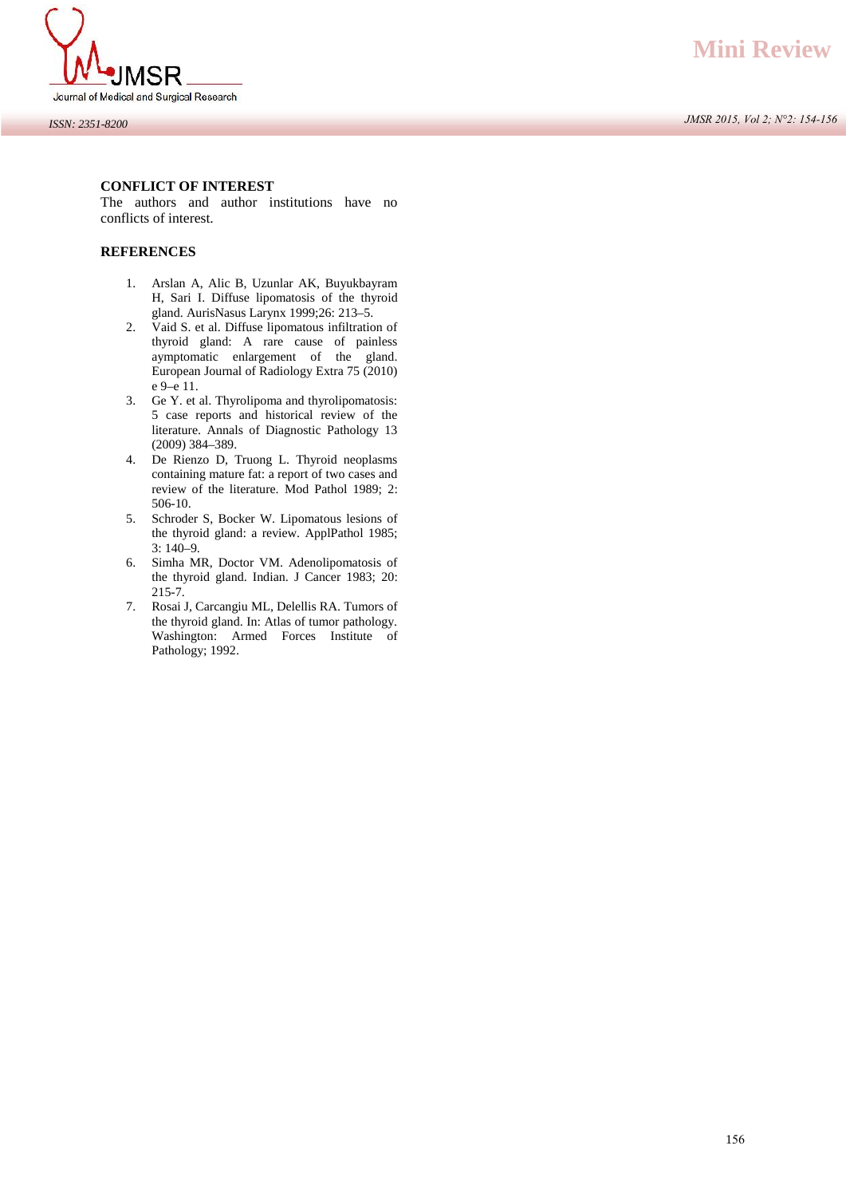## CONFLICT OF INTEREST

The authors and author institutions have no conflicts of interest.

## REFERENCES

1. Arslan A, Alic B, Uzunlar AK, Buyukbayram H, Sari I. Diffuse lipomatosis of the thyroid gland. AurisNasus Larynx 1999;26: 213–5.
2. Vaid S. et al. Diffuse lipomatous infiltration of thyroid gland: A rare cause of painless aymptomatic enlargement of the gland. European Journal of Radiology Extra 75 (2010) e 9–e 11.
3. Ge Y. et al. Thyrolipoma and thyrolipomatosis: 5 case reports and historical review of the literature. Annals of Diagnostic Pathology 13 (2009) 384–389.
4. De Rienzo D, Truong L. Thyroid neoplasms containing mature fat: a report of two cases and review of the literature. Mod Pathol 1989; 2: 506-10.
5. Schroder S, Bocker W. Lipomatous lesions of the thyroid gland: a review. ApplPathol 1985; 3: 140–9.
6. Simha MR, Doctor VM. Adenolipomatosis of the thyroid gland. Indian. J Cancer 1983; 20: 215-7.
7. Rosai J, Carcangiu ML, Delellis RA. Tumors of the thyroid gland. In: Atlas of tumor pathology. Washington: Armed Forces Institute of Pathology; 1992.